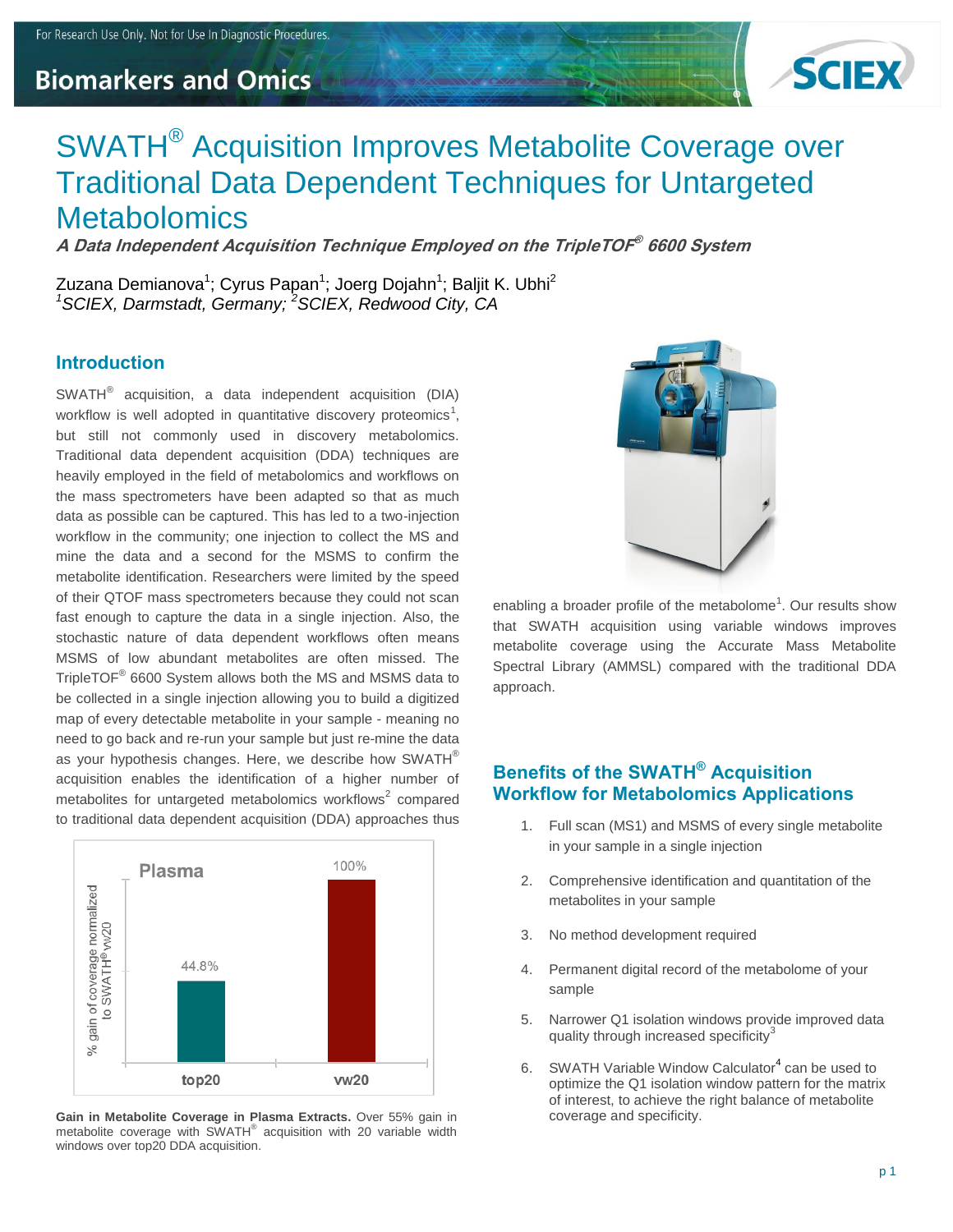# SWATH® Acquisition Improves Metabolite Coverage over Traditional Data Dependent Techniques for Untargeted Metabolomics

***A Data Independent Acquisition Technique Employed on the TripleTOF® 6600 System***

Zuzana Demianova[1]; Cyrus Papan[1]; Joerg Dojahn[1]; Baljit K. Ubhi[2]
*[1]SCIEX, Darmstadt, Germany; [2]SCIEX, Redwood City, CA*

## Introduction

SWATH® acquisition, a data independent acquisition (DIA) workflow is well adopted in quantitative discovery proteomics[1], but still not commonly used in discovery metabolomics. Traditional data dependent acquisition (DDA) techniques are heavily employed in the field of metabolomics and workflows on the mass spectrometers have been adapted so that as much data as possible can be captured. This has led to a two-injection workflow in the community; one injection to collect the MS and mine the data and a second for the MSMS to confirm the metabolite identification. Researchers were limited by the speed of their QTOF mass spectrometers because they could not scan fast enough to capture the data in a single injection. Also, the stochastic nature of data dependent workflows often means MSMS of low abundant metabolites are often missed. The TripleTOF® 6600 System allows both the MS and MSMS data to be collected in a single injection allowing you to build a digitized map of every detectable metabolite in your sample - meaning no need to go back and re-run your sample but just re-mine the data as your hypothesis changes. Here, we describe how SWATH® acquisition enables the identification of a higher number of metabolites for untargeted metabolomics workflows[2] compared to traditional data dependent acquisition (DDA) approaches thus enabling a broader profile of the metabolome[1]. Our results show that SWATH acquisition using variable windows improves metabolite coverage using the Accurate Mass Metabolite Spectral Library (AMMSL) compared with the traditional DDA approach.

Plasma

% gain of coverage normalized to SWATH® vw20

44.8%

100%

top20

vw20

**Gain in Metabolite Coverage in Plasma Extracts.** Over 55% gain in metabolite coverage with SWATH® acquisition with 20 variable width windows over top20 DDA acquisition.

## Benefits of the SWATH® Acquisition Workflow for Metabolomics Applications

1. Full scan (MS1) and MSMS of every single metabolite in your sample in a single injection
2. Comprehensive identification and quantitation of the metabolites in your sample
3. No method development required
4. Permanent digital record of the metabolome of your sample
5. Narrower Q1 isolation windows provide improved data quality through increased specificity[3]
6. SWATH Variable Window Calculator[4] can be used to optimize the Q1 isolation window pattern for the matrix of interest, to achieve the right balance of metabolite coverage and specificity.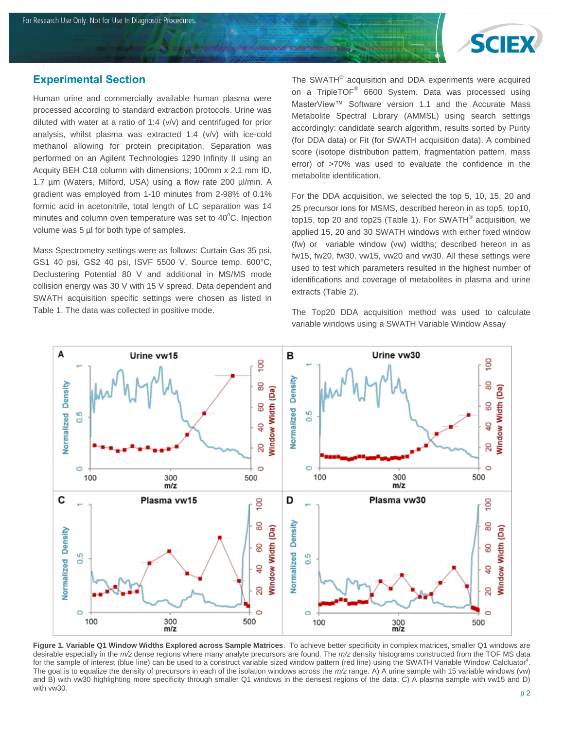## Experimental Section

Human urine and commercially available human plasma were processed according to standard extraction protocols. Urine was diluted with water at a ratio of 1:4 (v/v) and centrifuged for prior analysis, whilst plasma was extracted 1:4 (v/v) with ice-cold methanol allowing for protein precipitation. Separation was performed on an Agilent Technologies 1290 Infinity II using an Acquity BEH C18 column with dimensions; 100mm x 2.1 mm ID, 1.7 µm (Waters, Milford, USA) using a flow rate 200 µl/min. A gradient was employed from 1-10 minutes from 2-98% of 0.1% formic acid in acetonitrile, total length of LC separation was 14 minutes and column oven temperature was set to 40°C. Injection volume was 5 µl for both type of samples.

Mass Spectrometry settings were as follows: Curtain Gas 35 psi, GS1 40 psi, GS2 40 psi, ISVF 5500 V, Source temp. 600°C, Declustering Potential 80 V and additional in MS/MS mode collision energy was 30 V with 15 V spread. Data dependent and SWATH acquisition specific settings were chosen as listed in Table 1. The data was collected in positive mode.

The SWATH® acquisition and DDA experiments were acquired on a TripleTOF® 6600 System. Data was processed using MasterView™ Software version 1.1 and the Accurate Mass Metabolite Spectral Library (AMMSL) using search settings accordingly: candidate search algorithm, results sorted by Purity (for DDA data) or Fit (for SWATH acquisition data). A combined score (isotope distribution pattern, fragmentation pattern, mass error) of >70% was used to evaluate the confidence in the metabolite identification.

For the DDA acquisition, we selected the top 5, 10, 15, 20 and 25 precursor ions for MSMS, described hereon in as top5, top10, top15, top 20 and top25 (Table 1). For SWATH® acquisition, we applied 15, 20 and 30 SWATH windows with either fixed window (fw) or variable window (vw) widths; described hereon in as fw15, fw20, fw30, vw15, vw20 and vw30. All these settings were used to test which parameters resulted in the highest number of identifications and coverage of metabolites in plasma and urine extracts (Table 2).

The Top20 DDA acquisition method was used to calculate variable windows using a SWATH Variable Window Assay

A
Urine vw15
Normalized Density
Window Width (Da)
m/z

B
Urine vw30
Normalized Density
Window Width (Da)
m/z

C
Plasma vw15
Normalized Density
Window Width (Da)
m/z

D
Plasma vw30
Normalized Density
Window Width (Da)
m/z

**Figure 1. Variable Q1 Window Widths Explored across Sample Matrices**. To achieve better specificity in complex matrices, smaller Q1 windows are desirable especially in the *m/z* dense regions where many analyte precursors are found. The *m/z* density histograms constructed from the TOF MS data for the sample of interest (blue line) can be used to a construct variable sized window pattern (red line) using the SWATH Variable Window Calculator[4]. The goal is to equalize the density of precursors in each of the isolation windows across the *m/z* range. A) A urine sample with 15 variable windows (vw) and B) with vw30 highlighting more specificity through smaller Q1 windows in the densest regions of the data; C) A plasma sample with vw15 and D) with vw30.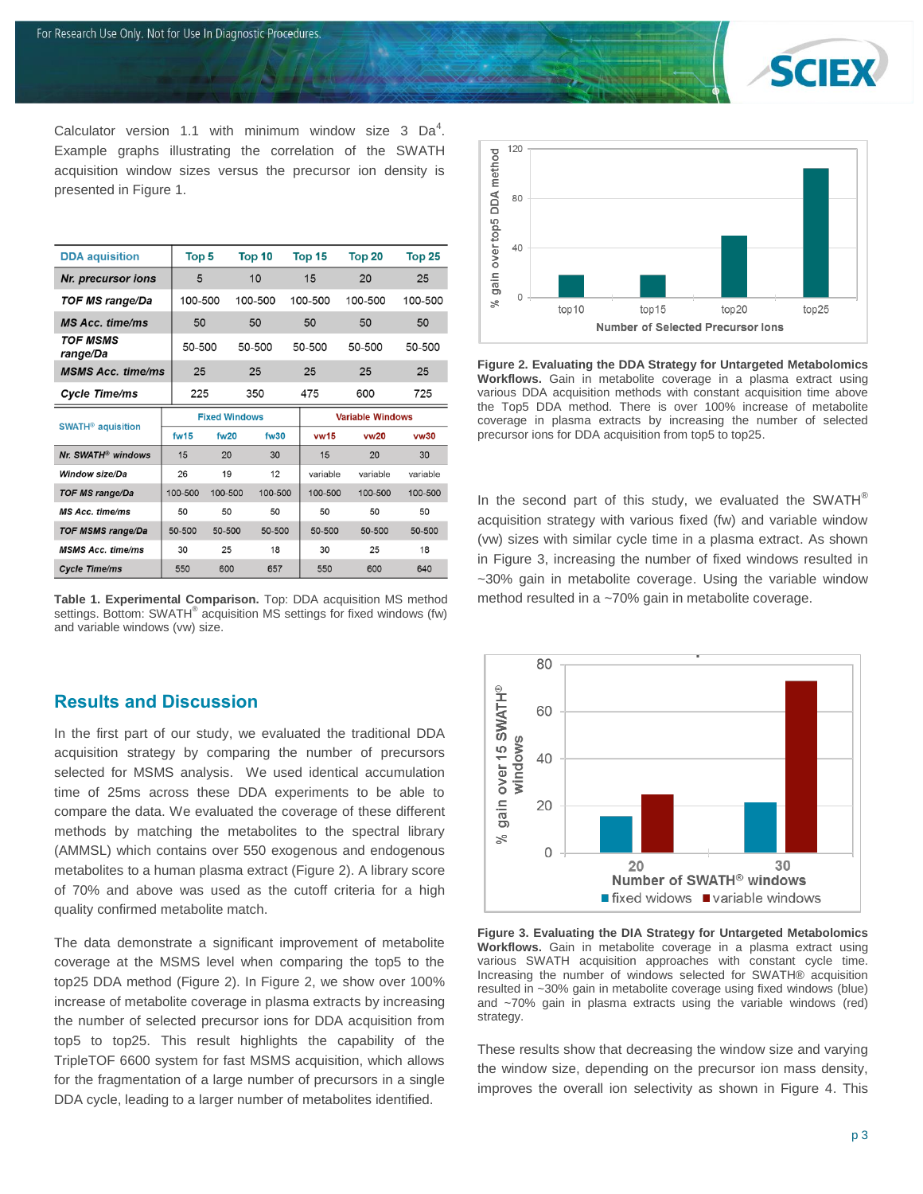Calculator version 1.1 with minimum window size 3 Da[4]. Example graphs illustrating the correlation of the SWATH acquisition window sizes versus the precursor ion density is presented in Figure 1.

| DDA aquisition | Top 5 | Top 10 | Top 15 | Top 20 | Top 25 |
|---|---|---|---|---|---|
| *Nr. precursor ions* | 5 | 10 | 15 | 20 | 25 |
| *TOF MS range/Da* | 100-500 | 100-500 | 100-500 | 100-500 | 100-500 |
| *MS Acc. time/ms* | 50 | 50 | 50 | 50 | 50 |
| *TOF MSMS range/Da* | 50-500 | 50-500 | 50-500 | 50-500 | 50-500 |
| *MSMS Acc. time/ms* | 25 | 25 | 25 | 25 | 25 |
| *Cycle Time/ms* | 225 | 350 | 475 | 600 | 725 |

| SWATH® aquisition | Fixed Windows | | | Variable Windows | | |
|---|---|---|---|---|---|---|
| | fw15 | fw20 | fw30 | vw15 | vw20 | vw30 |
| *Nr. SWATH® windows* | 15 | 20 | 30 | 15 | 20 | 30 |
| *Window size/Da* | 26 | 19 | 12 | variable | variable | variable |
| *TOF MS range/Da* | 100-500 | 100-500 | 100-500 | 100-500 | 100-500 | 100-500 |
| *MS Acc. time/ms* | 50 | 50 | 50 | 50 | 50 | 50 |
| *TOF MSMS range/Da* | 50-500 | 50-500 | 50-500 | 50-500 | 50-500 | 50-500 |
| *MSMS Acc. time/ms* | 30 | 25 | 18 | 30 | 25 | 18 |
| *Cycle Time/ms* | 550 | 600 | 657 | 550 | 600 | 640 |

**Table 1. Experimental Comparison.** Top: DDA acquisition MS method settings. Bottom: SWATH® acquisition MS settings for fixed windows (fw) and variable windows (vw) size.

## Results and Discussion

In the first part of our study, we evaluated the traditional DDA acquisition strategy by comparing the number of precursors selected for MSMS analysis. We used identical accumulation time of 25ms across these DDA experiments to be able to compare the data. We evaluated the coverage of these different methods by matching the metabolites to the spectral library (AMMSL) which contains over 550 exogenous and endogenous metabolites to a human plasma extract (Figure 2). A library score of 70% and above was used as the cutoff criteria for a high quality confirmed metabolite match.

The data demonstrate a significant improvement of metabolite coverage at the MSMS level when comparing the top5 to the top25 DDA method (Figure 2). In Figure 2, we show over 100% increase of metabolite coverage in plasma extracts by increasing the number of selected precursor ions for DDA acquisition from top5 to top25. This result highlights the capability of the TripleTOF 6600 system for fast MSMS acquisition, which allows for the fragmentation of a large number of precursors in a single DDA cycle, leading to a larger number of metabolites identified.

% gain over top5 DDA method
120
80
40
0
top10
top15
top20
top25
Number of Selected Precursor Ions

**Figure 2. Evaluating the DDA Strategy for Untargeted Metabolomics Workflows.** Gain in metabolite coverage in a plasma extract using various DDA acquisition methods with constant acquisition time above the Top5 DDA method. There is over 100% increase of metabolite coverage in plasma extracts by increasing the number of selected precursor ions for DDA acquisition from top5 to top25.

In the second part of this study, we evaluated the SWATH® acquisition strategy with various fixed (fw) and variable window (vw) sizes with similar cycle time in a plasma extract. As shown in Figure 3, increasing the number of fixed windows resulted in ~30% gain in metabolite coverage. Using the variable window method resulted in a ~70% gain in metabolite coverage.

% gain over 15 SWATH® windows
80
60
40
20
0
20
30
Number of SWATH® windows
fixed windows
variable windows

**Figure 3. Evaluating the DIA Strategy for Untargeted Metabolomics Workflows.** Gain in metabolite coverage in a plasma extract using various SWATH acquisition approaches with constant cycle time. Increasing the number of windows selected for SWATH® acquisition resulted in ~30% gain in metabolite coverage using fixed windows (blue) and ~70% gain in plasma extracts using the variable windows (red) strategy.

These results show that decreasing the window size and varying the window size, depending on the precursor ion mass density, improves the overall ion selectivity as shown in Figure 4. This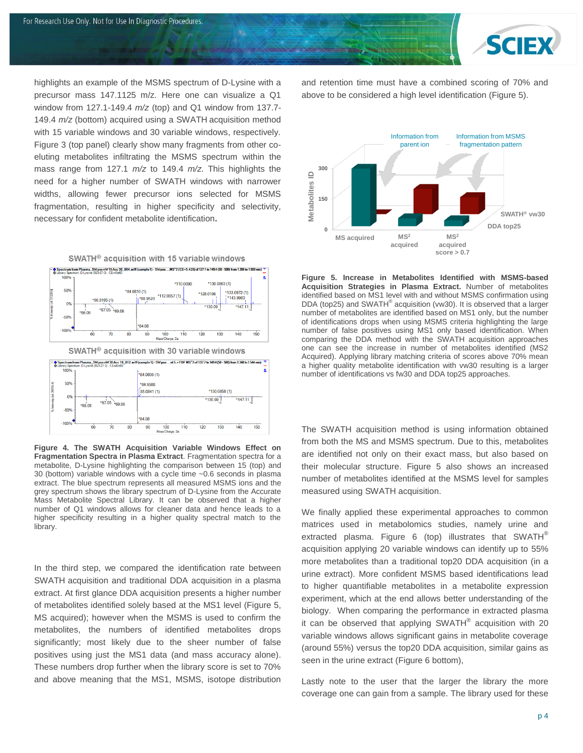highlights an example of the MSMS spectrum of D-Lysine with a precursor mass 147.1125 m/z. Here one can visualize a Q1 window from 127.1-149.4 *m/z* (top) and Q1 window from 137.7-149.4 *m/z* (bottom) acquired using a SWATH acquisition method with 15 variable windows and 30 variable windows, respectively. Figure 3 (top panel) clearly show many fragments from other co-eluting metabolites infiltrating the MSMS spectrum within the mass range from 127.1 *m/z* to 149.4 *m/z.* This highlights the need for a higher number of SWATH windows with narrower widths, allowing fewer precursor ions selected for MSMS fragmentation, resulting in higher specificity and selectivity, necessary for confident metabolite identification**.**

**Figure 4. The SWATH Acquisition Variable Windows Effect on Fragmentation Spectra in Plasma Extract**. Fragmentation spectra for a metabolite, D-Lysine highlighting the comparison between 15 (top) and 30 (bottom) variable windows with a cycle time ~0.6 seconds in plasma extract. The blue spectrum represents all measured MSMS ions and the grey spectrum shows the library spectrum of D-Lysine from the Accurate Mass Metabolite Spectral Library. It can be observed that a higher number of Q1 windows allows for cleaner data and hence leads to a higher specificity resulting in a higher quality spectral match to the library.

In the third step, we compared the identification rate between SWATH acquisition and traditional DDA acquisition in a plasma extract. At first glance DDA acquisition presents a higher number of metabolites identified solely based at the MS1 level (Figure 5, MS acquired); however when the MSMS is used to confirm the metabolites, the numbers of identified metabolites drops significantly; most likely due to the sheer number of false positives using just the MS1 data (and mass accuracy alone). These numbers drop further when the library score is set to 70% and above meaning that the MS1, MSMS, isotope distribution and retention time must have a combined scoring of 70% and above to be considered a high level identification (Figure 5).

**Figure 5. Increase in Metabolites Identified with MSMS-based Acquisition Strategies in Plasma Extract.** Number of metabolites identified based on MS1 level with and without MSMS confirmation using DDA (top25) and SWATH® acquisition (vw30). It is observed that a larger number of metabolites are identified based on MS1 only, but the number of identifications drops when using MSMS criteria highlighting the large number of false positives using MS1 only based identification. When comparing the DDA method with the SWATH acquisition approaches one can see the increase in number of metabolites identified (MS2 Acquired). Applying library matching criteria of scores above 70% mean a higher quality metabolite identification with vw30 resulting is a larger number of identifications vs fw30 and DDA top25 approaches.

The SWATH acquisition method is using information obtained from both the MS and MSMS spectrum. Due to this, metabolites are identified not only on their exact mass, but also based on their molecular structure. Figure 5 also shows an increased number of metabolites identified at the MSMS level for samples measured using SWATH acquisition.

We finally applied these experimental approaches to common matrices used in metabolomics studies, namely urine and extracted plasma. Figure 6 (top) illustrates that SWATH® acquisition applying 20 variable windows can identify up to 55% more metabolites than a traditional top20 DDA acquisition (in a urine extract). More confident MSMS based identifications lead to higher quantifiable metabolites in a metabolite expression experiment, which at the end allows better understanding of the biology. When comparing the performance in extracted plasma it can be observed that applying SWATH® acquisition with 20 variable windows allows significant gains in metabolite coverage (around 55%) versus the top20 DDA acquisition, similar gains as seen in the urine extract (Figure 6 bottom),

Lastly note to the user that the larger the library the more coverage one can gain from a sample. The library used for these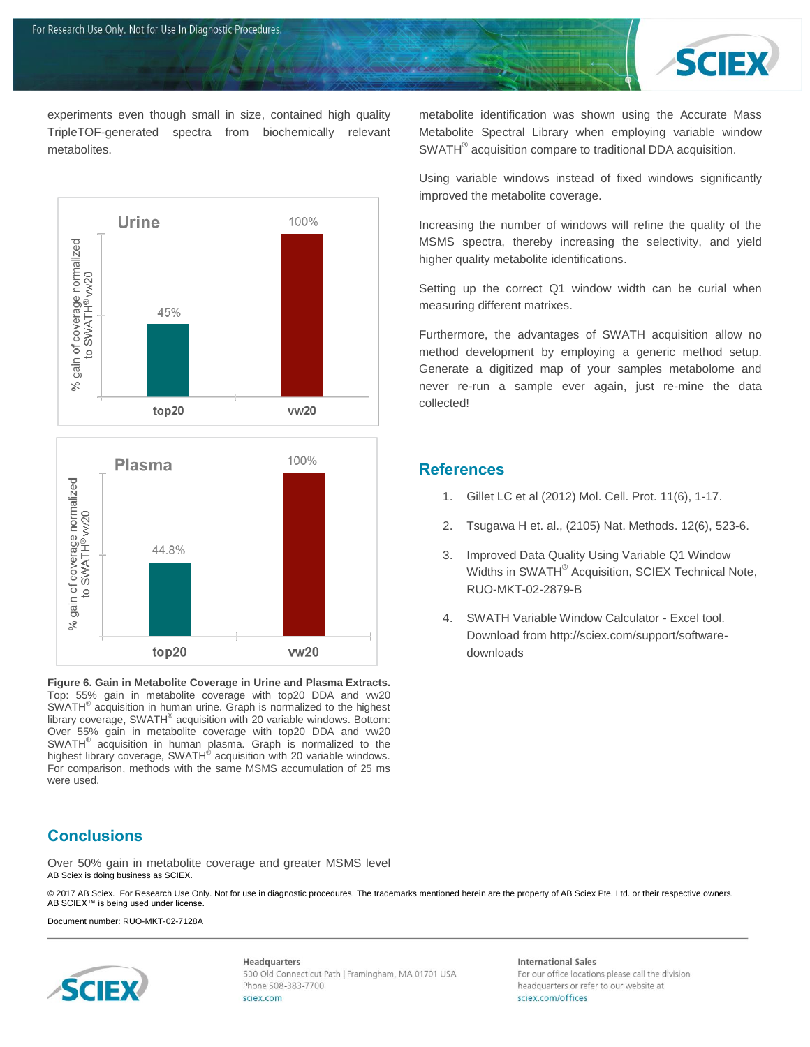experiments even though small in size, contained high quality TripleTOF-generated spectra from biochemically relevant metabolites.

Urine

% gain of coverage normalized to SWATH® vw20

45%

100%

top20

vw20

Plasma

% gain of coverage normalized to SWATH® vw20

44.8%

100%

top20

vw20

**Figure 6. Gain in Metabolite Coverage in Urine and Plasma Extracts.** Top: 55% gain in metabolite coverage with top20 DDA and vw20 SWATH® acquisition in human urine. Graph is normalized to the highest library coverage, SWATH® acquisition with 20 variable windows. Bottom: Over 55% gain in metabolite coverage with top20 DDA and vw20 SWATH® acquisition in human plasma. Graph is normalized to the highest library coverage, SWATH® acquisition with 20 variable windows. For comparison, methods with the same MSMS accumulation of 25 ms were used.

## Conclusions

Over 50% gain in metabolite coverage and greater MSMS level metabolite identification was shown using the Accurate Mass Metabolite Spectral Library when employing variable window SWATH® acquisition compare to traditional DDA acquisition.

Using variable windows instead of fixed windows significantly improved the metabolite coverage.

Increasing the number of windows will refine the quality of the MSMS spectra, thereby increasing the selectivity, and yield higher quality metabolite identifications.

Setting up the correct Q1 window width can be curial when measuring different matrixes.

Furthermore, the advantages of SWATH acquisition allow no method development by employing a generic method setup. Generate a digitized map of your samples metabolome and never re-run a sample ever again, just re-mine the data collected!

## References

1. Gillet LC et al (2012) Mol. Cell. Prot. 11(6), 1-17.
2. Tsugawa H et. al., (2105) Nat. Methods. 12(6), 523-6.
3. Improved Data Quality Using Variable Q1 Window Widths in SWATH® Acquisition, SCIEX Technical Note, RUO-MKT-02-2879-B
4. SWATH Variable Window Calculator - Excel tool. Download from http://sciex.com/support/software-downloads

AB Sciex is doing business as SCIEX.

© 2017 AB Sciex. For Research Use Only. Not for use in diagnostic procedures. The trademarks mentioned herein are the property of AB Sciex Pte. Ltd. or their respective owners. AB SCIEX™ is being used under license.

Document number: RUO-MKT-02-7128A

**Headquarters**
500 Old Connecticut Path | Framingham, MA 01701 USA
Phone 508-383-7700
sciex.com

**International Sales**
For our office locations please call the division headquarters or refer to our website at
sciex.com/offices